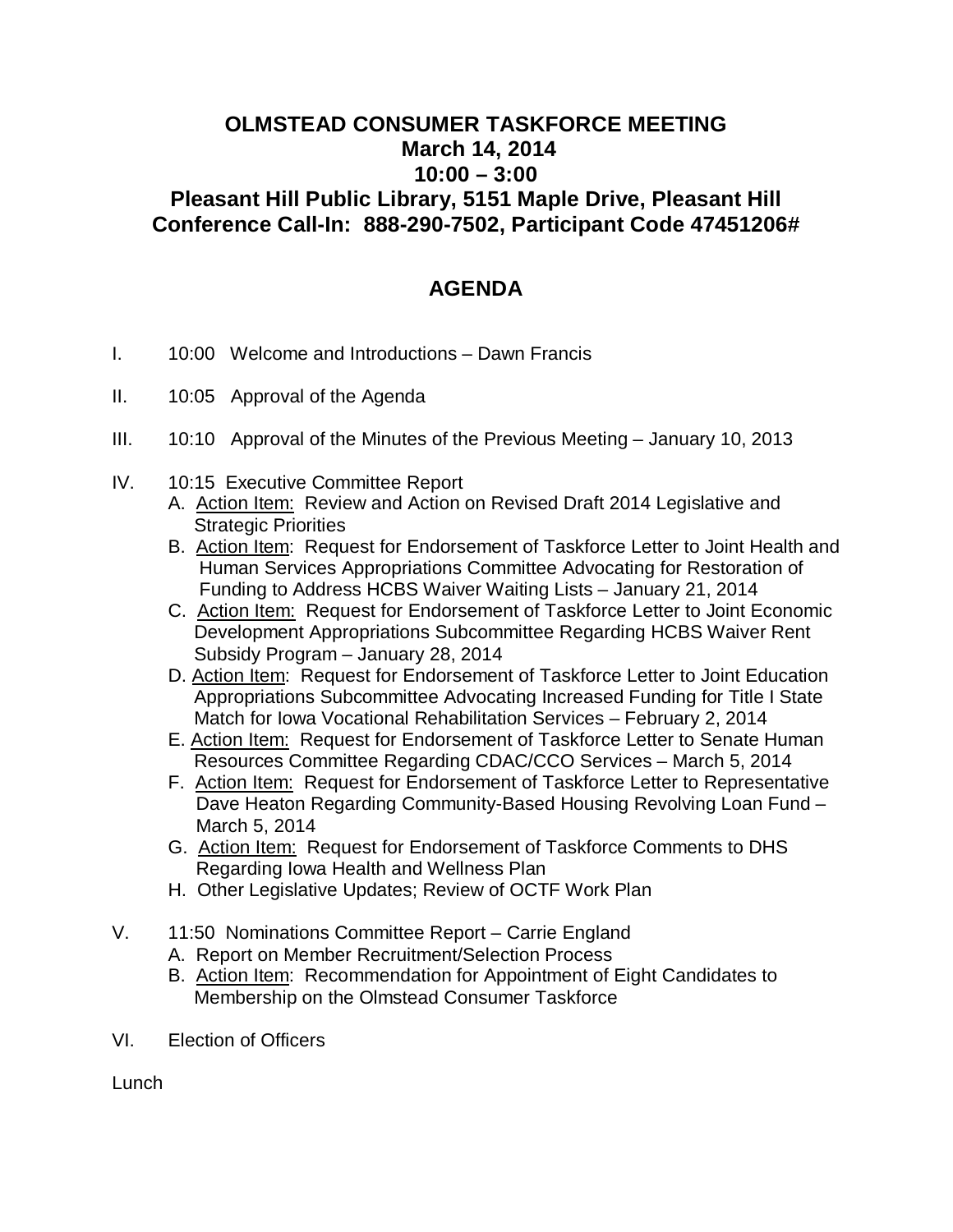# OLMSTEAD CONSUMER TASKFORCE MEETING

## March 14, 2014

## 10:00 – 3:00

## Pleasant Hill Public Library, 5151 Maple Drive, Pleasant Hill

## Conference Call-In: 888-290-7502, Participant Code 47451206#

## AGENDA

I. 10:00 Welcome and Introductions – Dawn Francis

II. 10:05 Approval of the Agenda

III. 10:10 Approval of the Minutes of the Previous Meeting – January 10, 2013

IV. 10:15 Executive Committee Report
   - A. Action Item: Review and Action on Revised Draft 2014 Legislative and Strategic Priorities
   - B. Action Item: Request for Endorsement of Taskforce Letter to Joint Health and Human Services Appropriations Committee Advocating for Restoration of Funding to Address HCBS Waiver Waiting Lists – January 21, 2014
   - C. Action Item: Request for Endorsement of Taskforce Letter to Joint Economic Development Appropriations Subcommittee Regarding HCBS Waiver Rent Subsidy Program – January 28, 2014
   - D. Action Item: Request for Endorsement of Taskforce Letter to Joint Education Appropriations Subcommittee Advocating Increased Funding for Title I State Match for Iowa Vocational Rehabilitation Services – February 2, 2014
   - E. Action Item: Request for Endorsement of Taskforce Letter to Senate Human Resources Committee Regarding CDAC/CCO Services – March 5, 2014
   - F. Action Item: Request for Endorsement of Taskforce Letter to Representative Dave Heaton Regarding Community-Based Housing Revolving Loan Fund – March 5, 2014
   - G. Action Item: Request for Endorsement of Taskforce Comments to DHS Regarding Iowa Health and Wellness Plan
   - H. Other Legislative Updates; Review of OCTF Work Plan

V. 11:50 Nominations Committee Report – Carrie England
   - A. Report on Member Recruitment/Selection Process
   - B. Action Item: Recommendation for Appointment of Eight Candidates to Membership on the Olmstead Consumer Taskforce

VI. Election of Officers

Lunch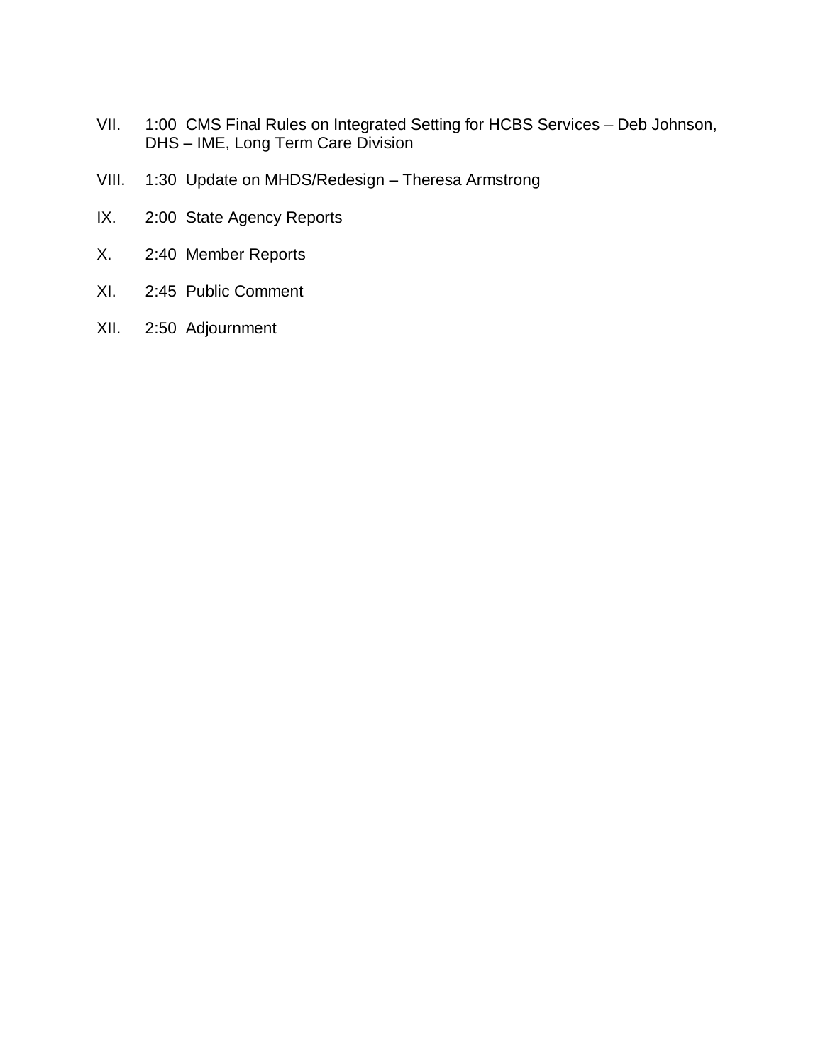VII. 1:00 CMS Final Rules on Integrated Setting for HCBS Services – Deb Johnson, DHS – IME, Long Term Care Division

VIII. 1:30 Update on MHDS/Redesign – Theresa Armstrong

IX. 2:00 State Agency Reports

X. 2:40 Member Reports

XI. 2:45 Public Comment

XII. 2:50 Adjournment